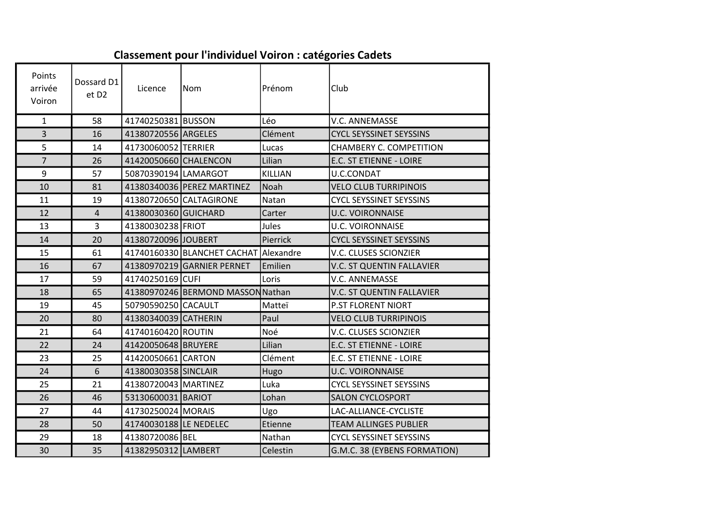## Classement pour l'individuel Voiron : catégories Cadets

| Points arrivée Voiron | Dossard D1 et D2 | Licence | Nom | Prénom | Club |
|---|---|---|---|---|---|
| 1 | 58 | 41740250381 | BUSSON | Léo | V.C. ANNEMASSE |
| 3 | 16 | 41380720556 | ARGELES | Clément | CYCL SEYSSINET SEYSSINS |
| 5 | 14 | 41730060052 | TERRIER | Lucas | CHAMBERY C. COMPETITION |
| 7 | 26 | 41420050660 | CHALENCON | Lilian | E.C. ST ETIENNE - LOIRE |
| 9 | 57 | 50870390194 | LAMARGOT | KILLIAN | U.C.CONDAT |
| 10 | 81 | 41380340036 | PEREZ MARTINEZ | Noah | VELO CLUB TURRIPINOIS |
| 11 | 19 | 41380720650 | CALTAGIRONE | Natan | CYCL SEYSSINET SEYSSINS |
| 12 | 4 | 41380030360 | GUICHARD | Carter | U.C. VOIRONNAISE |
| 13 | 3 | 41380030238 | FRIOT | Jules | U.C. VOIRONNAISE |
| 14 | 20 | 41380720096 | JOUBERT | Pierrick | CYCL SEYSSINET SEYSSINS |
| 15 | 61 | 41740160330 | BLANCHET CACHAT | Alexandre | V.C. CLUSES SCIONZIER |
| 16 | 67 | 41380970219 | GARNIER PERNET | Emilien | V.C. ST QUENTIN FALLAVIER |
| 17 | 59 | 41740250169 | CUFI | Loris | V.C. ANNEMASSE |
| 18 | 65 | 41380970246 | BERMOND MASSON | Nathan | V.C. ST QUENTIN FALLAVIER |
| 19 | 45 | 50790590250 | CACAULT | Matteï | P.ST FLORENT NIORT |
| 20 | 80 | 41380340039 | CATHERIN | Paul | VELO CLUB TURRIPINOIS |
| 21 | 64 | 41740160420 | ROUTIN | Noé | V.C. CLUSES SCIONZIER |
| 22 | 24 | 41420050648 | BRUYERE | Lilian | E.C. ST ETIENNE - LOIRE |
| 23 | 25 | 41420050661 | CARTON | Clément | E.C. ST ETIENNE - LOIRE |
| 24 | 6 | 41380030358 | SINCLAIR | Hugo | U.C. VOIRONNAISE |
| 25 | 21 | 41380720043 | MARTINEZ | Luka | CYCL SEYSSINET SEYSSINS |
| 26 | 46 | 53130600031 | BARIOT | Lohan | SALON CYCLOSPORT |
| 27 | 44 | 41730250024 | MORAIS | Ugo | LAC-ALLIANCE-CYCLISTE |
| 28 | 50 | 41740030188 | LE NEDELEC | Etienne | TEAM ALLINGES PUBLIER |
| 29 | 18 | 41380720086 | BEL | Nathan | CYCL SEYSSINET SEYSSINS |
| 30 | 35 | 41382950312 | LAMBERT | Celestin | G.M.C. 38 (EYBENS FORMATION) |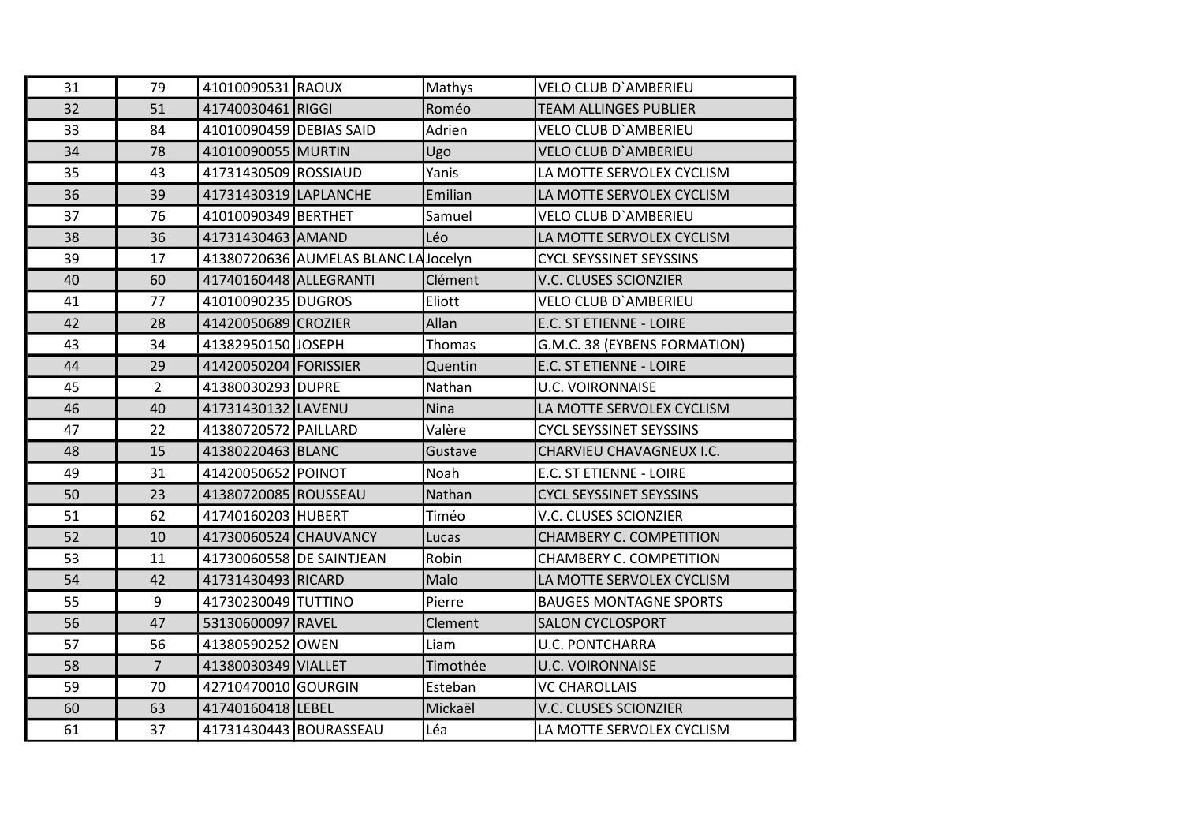| | | | | | |
|---|---|---|---|---|---|
| 31 | 79 | 41010090531 | RAOUX | Mathys | VELO CLUB D`AMBERIEU |
| 32 | 51 | 41740030461 | RIGGI | Roméo | TEAM ALLINGES PUBLIER |
| 33 | 84 | 41010090459 | DEBIAS SAID | Adrien | VELO CLUB D`AMBERIEU |
| 34 | 78 | 41010090055 | MURTIN | Ugo | VELO CLUB D`AMBERIEU |
| 35 | 43 | 41731430509 | ROSSIAUD | Yanis | LA MOTTE SERVOLEX CYCLISM |
| 36 | 39 | 41731430319 | LAPLANCHE | Emilian | LA MOTTE SERVOLEX CYCLISM |
| 37 | 76 | 41010090349 | BERTHET | Samuel | VELO CLUB D`AMBERIEU |
| 38 | 36 | 41731430463 | AMAND | Léo | LA MOTTE SERVOLEX CYCLISM |
| 39 | 17 | 41380720636 | AUMELAS BLANC LA | Jocelyn | CYCL SEYSSINET SEYSSINS |
| 40 | 60 | 41740160448 | ALLEGRANTI | Clément | V.C. CLUSES SCIONZIER |
| 41 | 77 | 41010090235 | DUGROS | Eliott | VELO CLUB D`AMBERIEU |
| 42 | 28 | 41420050689 | CROZIER | Allan | E.C. ST ETIENNE - LOIRE |
| 43 | 34 | 41382950150 | JOSEPH | Thomas | G.M.C. 38 (EYBENS FORMATION) |
| 44 | 29 | 41420050204 | FORISSIER | Quentin | E.C. ST ETIENNE - LOIRE |
| 45 | 2 | 41380030293 | DUPRE | Nathan | U.C. VOIRONNAISE |
| 46 | 40 | 41731430132 | LAVENU | Nina | LA MOTTE SERVOLEX CYCLISM |
| 47 | 22 | 41380720572 | PAILLARD | Valère | CYCL SEYSSINET SEYSSINS |
| 48 | 15 | 41380220463 | BLANC | Gustave | CHARVIEU CHAVAGNEUX I.C. |
| 49 | 31 | 41420050652 | POINOT | Noah | E.C. ST ETIENNE - LOIRE |
| 50 | 23 | 41380720085 | ROUSSEAU | Nathan | CYCL SEYSSINET SEYSSINS |
| 51 | 62 | 41740160203 | HUBERT | Timéo | V.C. CLUSES SCIONZIER |
| 52 | 10 | 41730060524 | CHAUVANCY | Lucas | CHAMBERY C. COMPETITION |
| 53 | 11 | 41730060558 | DE SAINTJEAN | Robin | CHAMBERY C. COMPETITION |
| 54 | 42 | 41731430493 | RICARD | Malo | LA MOTTE SERVOLEX CYCLISM |
| 55 | 9 | 41730230049 | TUTTINO | Pierre | BAUGES MONTAGNE SPORTS |
| 56 | 47 | 53130600097 | RAVEL | Clement | SALON CYCLOSPORT |
| 57 | 56 | 41380590252 | OWEN | Liam | U.C. PONTCHARRA |
| 58 | 7 | 41380030349 | VIALLET | Timothée | U.C. VOIRONNAISE |
| 59 | 70 | 42710470010 | GOURGIN | Esteban | VC CHAROLLAIS |
| 60 | 63 | 41740160418 | LEBEL | Mickaël | V.C. CLUSES SCIONZIER |
| 61 | 37 | 41731430443 | BOURASSEAU | Léa | LA MOTTE SERVOLEX CYCLISM |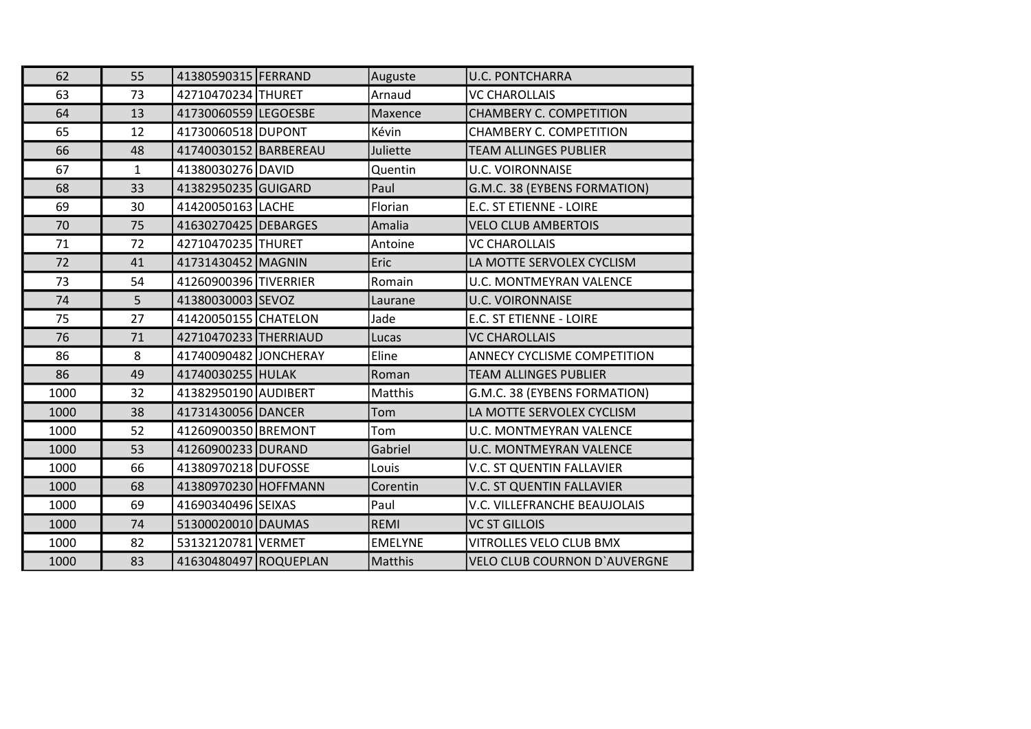| | | | | | |
|---|---|---|---|---|---|
| 62 | 55 | 41380590315 | FERRAND | Auguste | U.C. PONTCHARRA |
| 63 | 73 | 42710470234 | THURET | Arnaud | VC CHAROLLAIS |
| 64 | 13 | 41730060559 | LEGOESBE | Maxence | CHAMBERY C. COMPETITION |
| 65 | 12 | 41730060518 | DUPONT | Kévin | CHAMBERY C. COMPETITION |
| 66 | 48 | 41740030152 | BARBEREAU | Juliette | TEAM ALLINGES PUBLIER |
| 67 | 1 | 41380030276 | DAVID | Quentin | U.C. VOIRONNAISE |
| 68 | 33 | 41382950235 | GUIGARD | Paul | G.M.C. 38 (EYBENS FORMATION) |
| 69 | 30 | 41420050163 | LACHE | Florian | E.C. ST ETIENNE - LOIRE |
| 70 | 75 | 41630270425 | DEBARGES | Amalia | VELO CLUB AMBERTOIS |
| 71 | 72 | 42710470235 | THURET | Antoine | VC CHAROLLAIS |
| 72 | 41 | 41731430452 | MAGNIN | Eric | LA MOTTE SERVOLEX CYCLISM |
| 73 | 54 | 41260900396 | TIVERRIER | Romain | U.C. MONTMEYRAN VALENCE |
| 74 | 5 | 41380030003 | SEVOZ | Laurane | U.C. VOIRONNAISE |
| 75 | 27 | 41420050155 | CHATELON | Jade | E.C. ST ETIENNE - LOIRE |
| 76 | 71 | 42710470233 | THERRIAUD | Lucas | VC CHAROLLAIS |
| 86 | 8 | 41740090482 | JONCHERAY | Eline | ANNECY CYCLISME COMPETITION |
| 86 | 49 | 41740030255 | HULAK | Roman | TEAM ALLINGES PUBLIER |
| 1000 | 32 | 41382950190 | AUDIBERT | Matthis | G.M.C. 38 (EYBENS FORMATION) |
| 1000 | 38 | 41731430056 | DANCER | Tom | LA MOTTE SERVOLEX CYCLISM |
| 1000 | 52 | 41260900350 | BREMONT | Tom | U.C. MONTMEYRAN VALENCE |
| 1000 | 53 | 41260900233 | DURAND | Gabriel | U.C. MONTMEYRAN VALENCE |
| 1000 | 66 | 41380970218 | DUFOSSE | Louis | V.C. ST QUENTIN FALLAVIER |
| 1000 | 68 | 41380970230 | HOFFMANN | Corentin | V.C. ST QUENTIN FALLAVIER |
| 1000 | 69 | 41690340496 | SEIXAS | Paul | V.C. VILLEFRANCHE BEAUJOLAIS |
| 1000 | 74 | 51300020010 | DAUMAS | REMI | VC ST GILLOIS |
| 1000 | 82 | 53132120781 | VERMET | EMELYNE | VITROLLES VELO CLUB BMX |
| 1000 | 83 | 41630480497 | ROQUEPLAN | Matthis | VELO CLUB COURNON D`AUVERGNE |